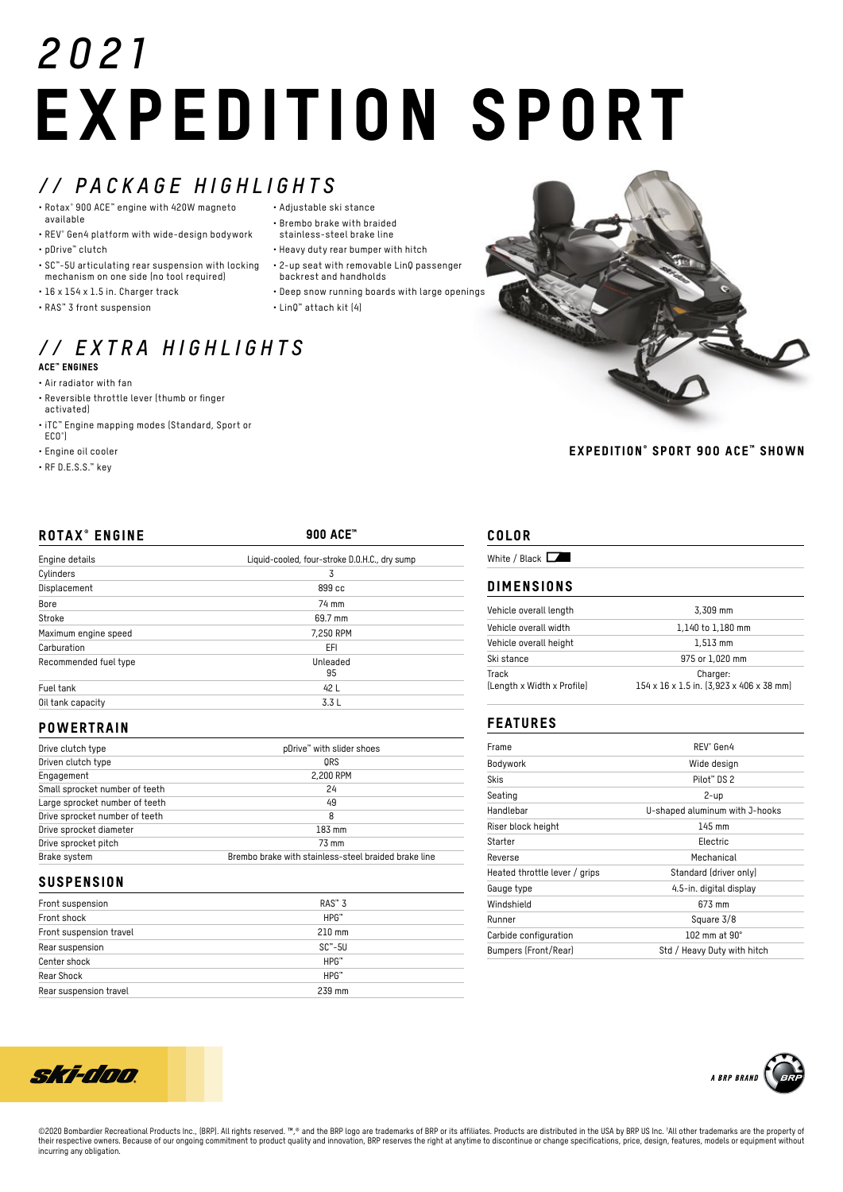# 2021 EXPEDITION SPORT

## // PACKAGE HIGHLIGHTS

- Rotax® 900 ACE™ engine with 420W magneto available
- REV® Gen4 platform with wide-design bodywork
- pDrive™ clutch
- SC™-5U articulating rear suspension with locking mechanism on one side (no tool required)
- 16 x 154 x 1.5 in. Charger track
- RAS™ 3 front suspension
- Adjustable ski stance
- Brembo brake with braided stainless-steel brake line
- Heavy duty rear bumper with hitch
- 2-up seat with removable LinQ passenger backrest and handholds
- Deep snow running boards with large openings
- LinQ™ attach kit (4)

## // EXTRA HIGHLIGHTS

**ACE™ ENGINES**

- Air radiator with fan
- Reversible throttle lever (thumb or finger activated)
- iTC™ Engine mapping modes (Standard, Sport or ECO®)
- Engine oil cooler
- RF D.E.S.S.™ key

**EXPEDITION® SPORT 900 ACE™ SHOWN**

## ROTAX® ENGINE

| | 900 ACE™ |
|---|---|
| Engine details | Liquid-cooled, four-stroke D.O.H.C., dry sump |
| Cylinders | 3 |
| Displacement | 899 cc |
| Bore | 74 mm |
| Stroke | 69.7 mm |
| Maximum engine speed | 7,250 RPM |
| Carburation | EFI |
| Recommended fuel type | Unleaded 95 |
| Fuel tank | 42 L |
| Oil tank capacity | 3.3 L |

## POWERTRAIN

| | |
|---|---|
| Drive clutch type | pDrive™ with slider shoes |
| Driven clutch type | QRS |
| Engagement | 2,200 RPM |
| Small sprocket number of teeth | 24 |
| Large sprocket number of teeth | 49 |
| Drive sprocket number of teeth | 8 |
| Drive sprocket diameter | 183 mm |
| Drive sprocket pitch | 73 mm |
| Brake system | Brembo brake with stainless-steel braided brake line |

## SUSPENSION

| | |
|---|---|
| Front suspension | RAS™ 3 |
| Front shock | HPG™ |
| Front suspension travel | 210 mm |
| Rear suspension | SC™-5U |
| Center shock | HPG™ |
| Rear Shock | HPG™ |
| Rear suspension travel | 239 mm |

## COLOR

White / Black

## DIMENSIONS

| | |
|---|---|
| Vehicle overall length | 3,309 mm |
| Vehicle overall width | 1,140 to 1,180 mm |
| Vehicle overall height | 1,513 mm |
| Ski stance | 975 or 1,020 mm |
| Track (Length x Width x Profile) | Charger: 154 x 16 x 1.5 in. (3,923 x 406 x 38 mm) |

## FEATURES

| | |
|---|---|
| Frame | REV® Gen4 |
| Bodywork | Wide design |
| Skis | Pilot™ DS 2 |
| Seating | 2-up |
| Handlebar | U-shaped aluminum with J-hooks |
| Riser block height | 145 mm |
| Starter | Electric |
| Reverse | Mechanical |
| Heated throttle lever / grips | Standard (driver only) |
| Gauge type | 4.5-in. digital display |
| Windshield | 673 mm |
| Runner | Square 3/8 |
| Carbide configuration | 102 mm at 90° |
| Bumpers (Front/Rear) | Std / Heavy Duty with hitch |

ski-doo

A BRP BRAND

©2020 Bombardier Recreational Products Inc., (BRP). All rights reserved. ™,® and the BRP logo are trademarks of BRP or its affiliates. Products are distributed in the USA by BRP US Inc. ¹All other trademarks are the property of their respective owners. Because of our ongoing commitment to product quality and innovation, BRP reserves the right at anytime to discontinue or change specifications, price, design, features, models or equipment without incurring any obligation.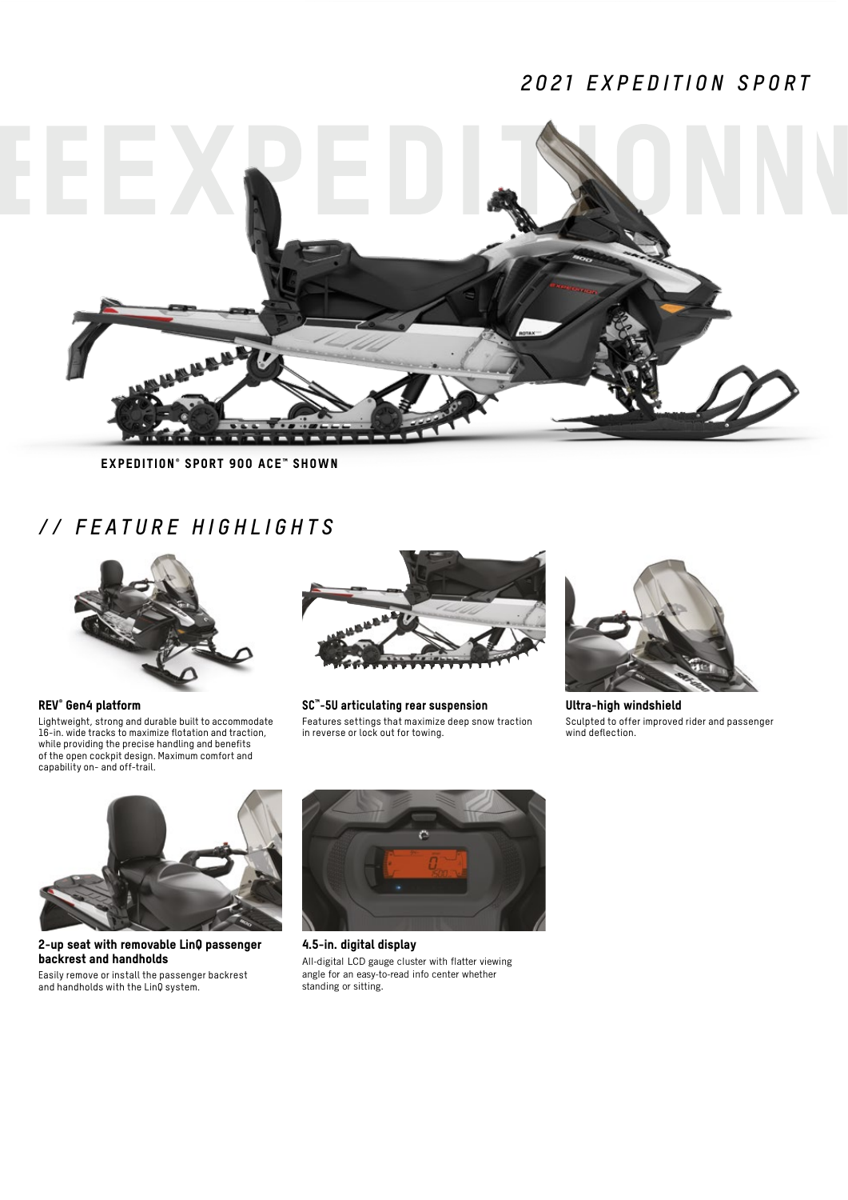# 2021 EXPEDITION SPORT

EXPEDITION® SPORT 900 ACE™ SHOWN

## // FEATURE HIGHLIGHTS

**REV® Gen4 platform**

Lightweight, strong and durable built to accommodate 16-in. wide tracks to maximize flotation and traction, while providing the precise handling and benefits of the open cockpit design. Maximum comfort and capability on- and off-trail.

**SC™-5U articulating rear suspension**

Features settings that maximize deep snow traction in reverse or lock out for towing.

**Ultra-high windshield**

Sculpted to offer improved rider and passenger wind deflection.

**2-up seat with removable LinQ passenger backrest and handholds**

Easily remove or install the passenger backrest and handholds with the LinQ system.

**4.5-in. digital display**

All-digital LCD gauge cluster with flatter viewing angle for an easy-to-read info center whether standing or sitting.